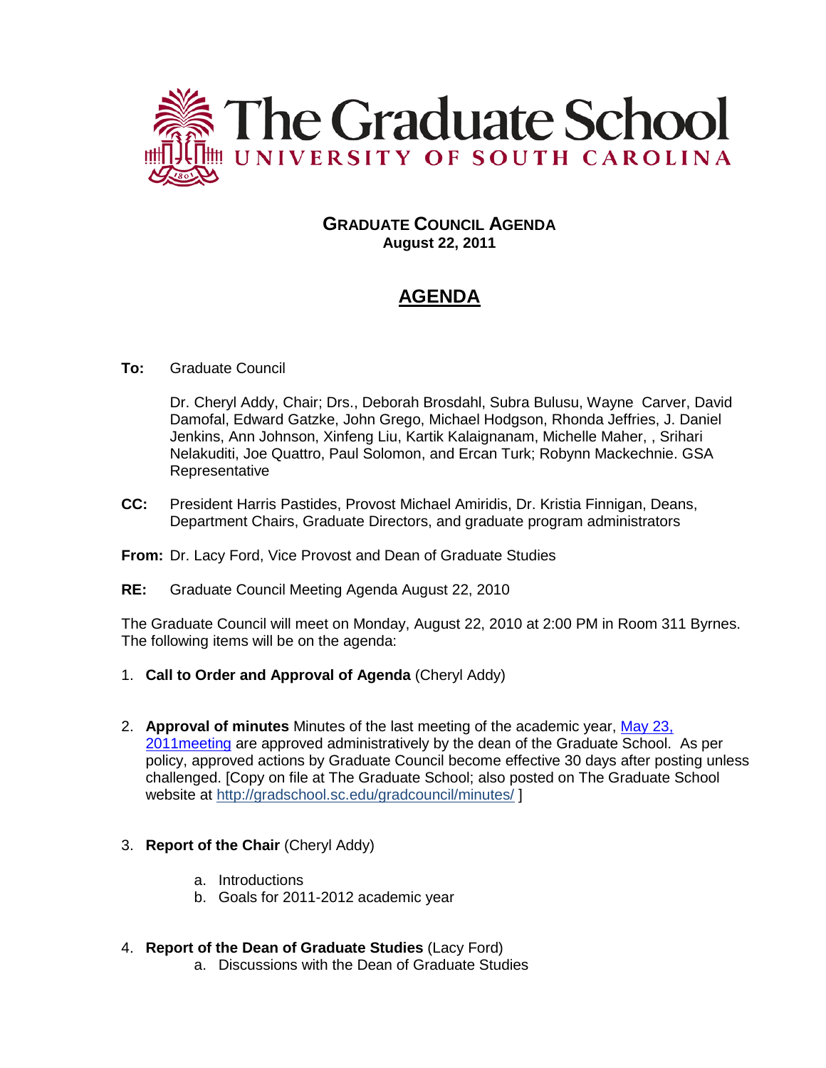# The Graduate School
UNIVERSITY OF SOUTH CAROLINA

**GRADUATE COUNCIL AGENDA**
**August 22, 2011**

## AGENDA

**To:** Graduate Council

Dr. Cheryl Addy, Chair; Drs., Deborah Brosdahl, Subra Bulusu, Wayne Carver, David Damofal, Edward Gatzke, John Grego, Michael Hodgson, Rhonda Jeffries, J. Daniel Jenkins, Ann Johnson, Xinfeng Liu, Kartik Kalaignanam, Michelle Maher, , Srihari Nelakuditi, Joe Quattro, Paul Solomon, and Ercan Turk; Robynn Mackechnie. GSA Representative

**CC:** President Harris Pastides, Provost Michael Amiridis, Dr. Kristia Finnigan, Deans, Department Chairs, Graduate Directors, and graduate program administrators

**From:** Dr. Lacy Ford, Vice Provost and Dean of Graduate Studies

**RE:** Graduate Council Meeting Agenda August 22, 2010

The Graduate Council will meet on Monday, August 22, 2010 at 2:00 PM in Room 311 Byrnes. The following items will be on the agenda:

1. **Call to Order and Approval of Agenda** (Cheryl Addy)

2. **Approval of minutes** Minutes of the last meeting of the academic year, May 23, 2011meeting are approved administratively by the dean of the Graduate School. As per policy, approved actions by Graduate Council become effective 30 days after posting unless challenged. [Copy on file at The Graduate School; also posted on The Graduate School website at http://gradschool.sc.edu/gradcouncil/minutes/ ]

3. **Report of the Chair** (Cheryl Addy)
   a. Introductions
   b. Goals for 2011-2012 academic year

4. **Report of the Dean of Graduate Studies** (Lacy Ford)
   a. Discussions with the Dean of Graduate Studies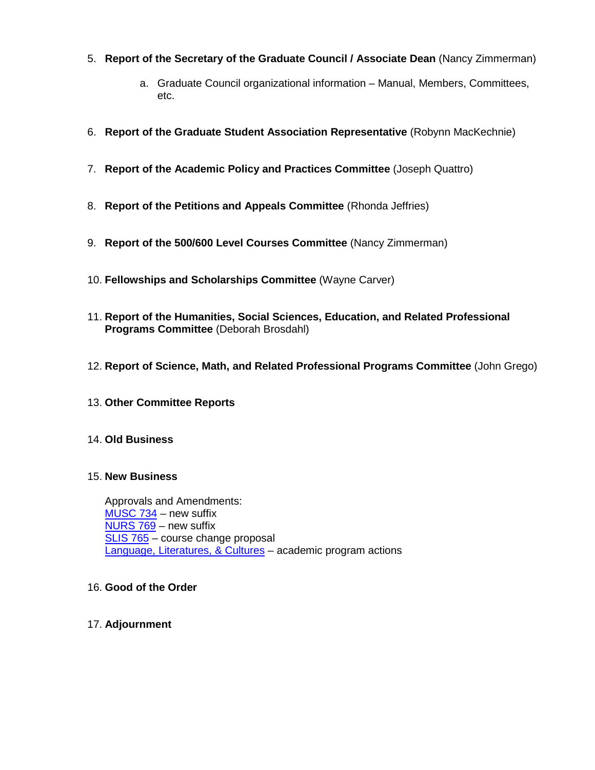5. **Report of the Secretary of the Graduate Council / Associate Dean** (Nancy Zimmerman)

    a. Graduate Council organizational information – Manual, Members, Committees, etc.

6. **Report of the Graduate Student Association Representative** (Robynn MacKechnie)

7. **Report of the Academic Policy and Practices Committee** (Joseph Quattro)

8. **Report of the Petitions and Appeals Committee** (Rhonda Jeffries)

9. **Report of the 500/600 Level Courses Committee** (Nancy Zimmerman)

10. **Fellowships and Scholarships Committee** (Wayne Carver)

11. **Report of the Humanities, Social Sciences, Education, and Related Professional Programs Committee** (Deborah Brosdahl)

12. **Report of Science, Math, and Related Professional Programs Committee** (John Grego)

13. **Other Committee Reports**

14. **Old Business**

15. **New Business**

    Approvals and Amendments:
    MUSC 734 – new suffix
    NURS 769 – new suffix
    SLIS 765 – course change proposal
    Language, Literatures, & Cultures – academic program actions

16. **Good of the Order**

17. **Adjournment**